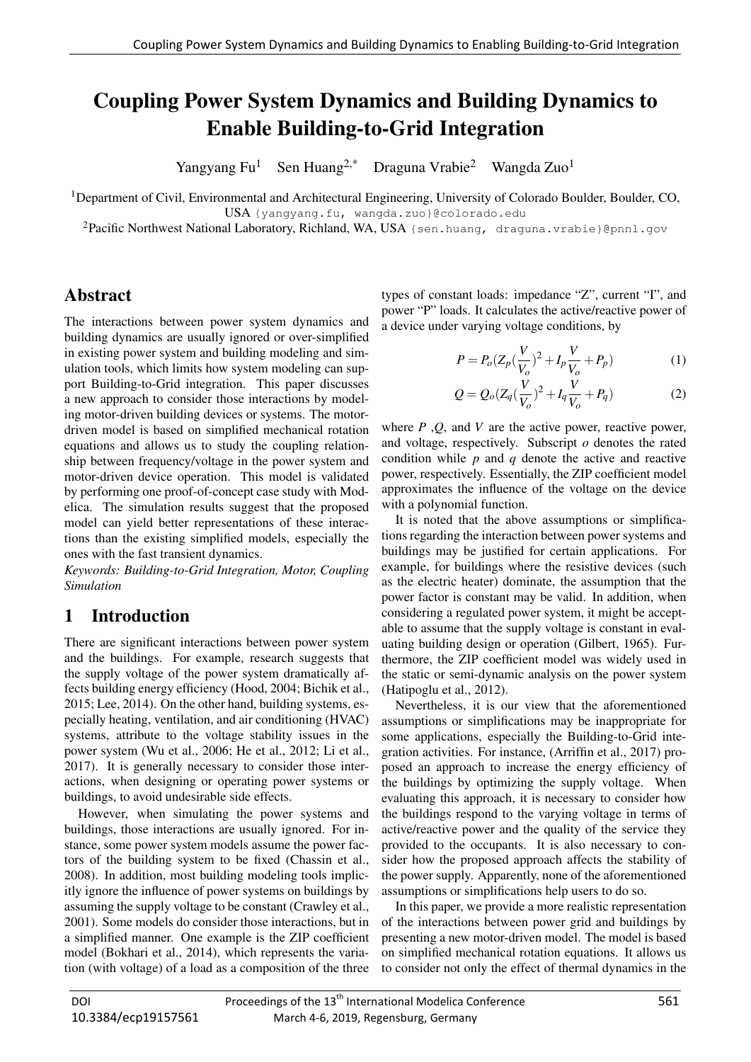# Coupling Power System Dynamics and Building Dynamics to Enable Building-to-Grid Integration

Yangyang Fu[1] Sen Huang[2,*] Draguna Vrabie[2] Wangda Zuo[1]

[1]Department of Civil, Environmental and Architectural Engineering, University of Colorado Boulder, Boulder, CO, USA {yangyang.fu, wangda.zuo}@colorado.edu

[2]Pacific Northwest National Laboratory, Richland, WA, USA {sen.huang, draguna.vrabie}@pnnl.gov

## Abstract

The interactions between power system dynamics and building dynamics are usually ignored or over-simplified in existing power system and building modeling and simulation tools, which limits how system modeling can support Building-to-Grid integration. This paper discusses a new approach to consider those interactions by modeling motor-driven building devices or systems. The motor-driven model is based on simplified mechanical rotation equations and allows us to study the coupling relationship between frequency/voltage in the power system and motor-driven device operation. This model is validated by performing one proof-of-concept case study with Modelica. The simulation results suggest that the proposed model can yield better representations of these interactions than the existing simplified models, especially the ones with the fast transient dynamics.

*Keywords: Building-to-Grid Integration, Motor, Coupling Simulation*

## 1 Introduction

There are significant interactions between power system and the buildings. For example, research suggests that the supply voltage of the power system dramatically affects building energy efficiency (Hood, 2004; Bichik et al., 2015; Lee, 2014). On the other hand, building systems, especially heating, ventilation, and air conditioning (HVAC) systems, attribute to the voltage stability issues in the power system (Wu et al., 2006; He et al., 2012; Li et al., 2017). It is generally necessary to consider those interactions, when designing or operating power systems or buildings, to avoid undesirable side effects.

However, when simulating the power systems and buildings, those interactions are usually ignored. For instance, some power system models assume the power factors of the building system to be fixed (Chassin et al., 2008). In addition, most building modeling tools implicitly ignore the influence of power systems on buildings by assuming the supply voltage to be constant (Crawley et al., 2001). Some models do consider those interactions, but in a simplified manner. One example is the ZIP coefficient model (Bokhari et al., 2014), which represents the variation (with voltage) of a load as a composition of the three types of constant loads: impedance "Z", current "I", and power "P" loads. It calculates the active/reactive power of a device under varying voltage conditions, by

$$P = P_o(Z_p(\frac{V}{V_o})^2 + I_p\frac{V}{V_o} + P_p) \tag{1}$$

$$Q = Q_o(Z_q(\frac{V}{V_o})^2 + I_q\frac{V}{V_o} + P_q) \tag{2}$$

where $P$ ,$Q$, and $V$ are the active power, reactive power, and voltage, respectively. Subscript $o$ denotes the rated condition while $p$ and $q$ denote the active and reactive power, respectively. Essentially, the ZIP coefficient model approximates the influence of the voltage on the device with a polynomial function.

It is noted that the above assumptions or simplifications regarding the interaction between power systems and buildings may be justified for certain applications. For example, for buildings where the resistive devices (such as the electric heater) dominate, the assumption that the power factor is constant may be valid. In addition, when considering a regulated power system, it might be acceptable to assume that the supply voltage is constant in evaluating building design or operation (Gilbert, 1965). Furthermore, the ZIP coefficient model was widely used in the static or semi-dynamic analysis on the power system (Hatipoglu et al., 2012).

Nevertheless, it is our view that the aforementioned assumptions or simplifications may be inappropriate for some applications, especially the Building-to-Grid integration activities. For instance, (Arriffin et al., 2017) proposed an approach to increase the energy efficiency of the buildings by optimizing the supply voltage. When evaluating this approach, it is necessary to consider how the buildings respond to the varying voltage in terms of active/reactive power and the quality of the service they provided to the occupants. It is also necessary to consider how the proposed approach affects the stability of the power supply. Apparently, none of the aforementioned assumptions or simplifications help users to do so.

In this paper, we provide a more realistic representation of the interactions between power grid and buildings by presenting a new motor-driven model. The model is based on simplified mechanical rotation equations. It allows us to consider not only the effect of thermal dynamics in the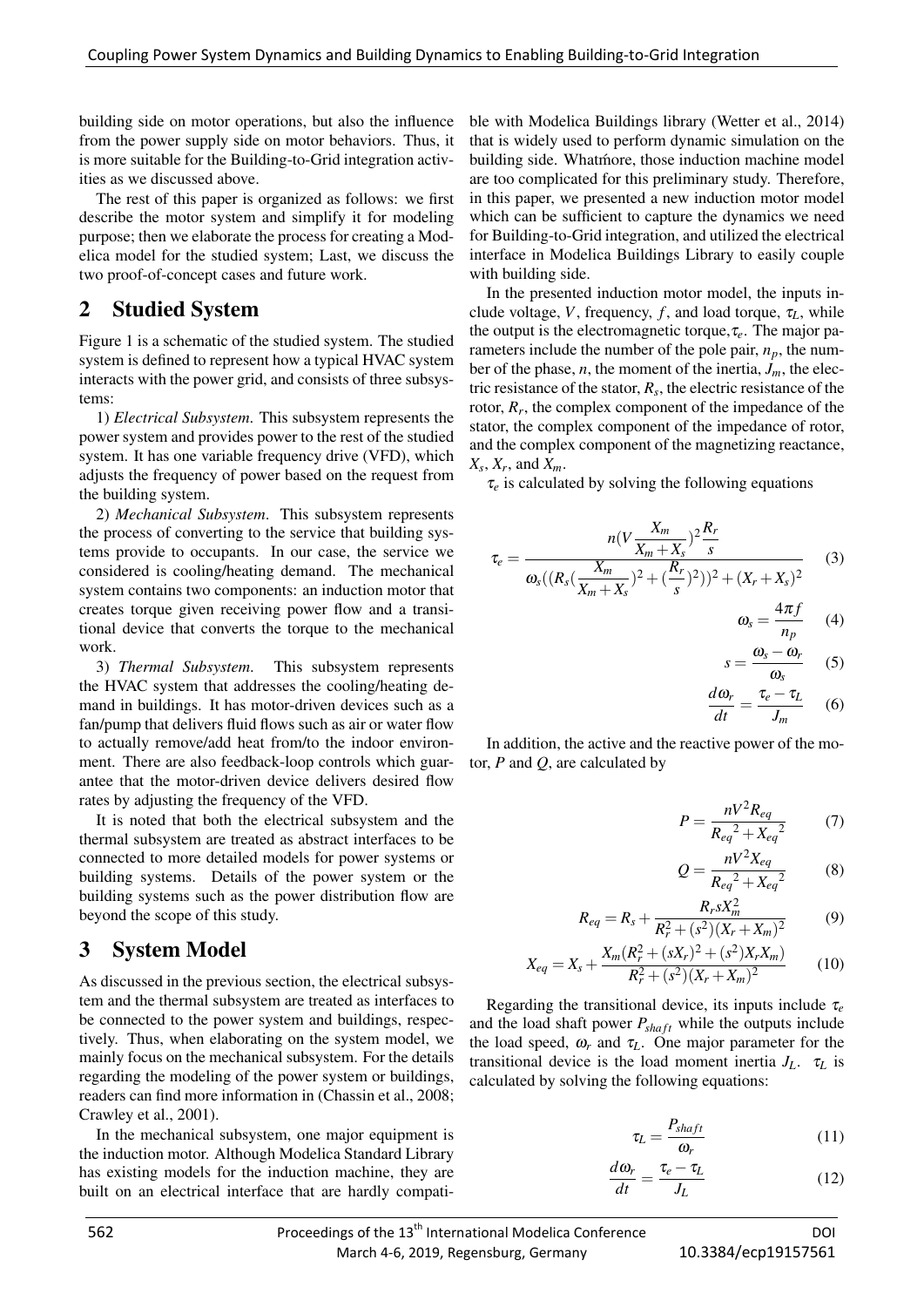building side on motor operations, but also the influence from the power supply side on motor behaviors. Thus, it is more suitable for the Building-to-Grid integration activities as we discussed above.

The rest of this paper is organized as follows: we first describe the motor system and simplify it for modeling purpose; then we elaborate the process for creating a Modelica model for the studied system; Last, we discuss the two proof-of-concept cases and future work.

## 2 Studied System

Figure 1 is a schematic of the studied system. The studied system is defined to represent how a typical HVAC system interacts with the power grid, and consists of three subsystems:

1) *Electrical Subsystem*. This subsystem represents the power system and provides power to the rest of the studied system. It has one variable frequency drive (VFD), which adjusts the frequency of power based on the request from the building system.

2) *Mechanical Subsystem*. This subsystem represents the process of converting to the service that building systems provide to occupants. In our case, the service we considered is cooling/heating demand. The mechanical system contains two components: an induction motor that creates torque given receiving power flow and a transitional device that converts the torque to the mechanical work.

3) *Thermal Subsystem*. This subsystem represents the HVAC system that addresses the cooling/heating demand in buildings. It has motor-driven devices such as a fan/pump that delivers fluid flows such as air or water flow to actually remove/add heat from/to the indoor environment. There are also feedback-loop controls which guarantee that the motor-driven device delivers desired flow rates by adjusting the frequency of the VFD.

It is noted that both the electrical subsystem and the thermal subsystem are treated as abstract interfaces to be connected to more detailed models for power systems or building systems. Details of the power system or the building systems such as the power distribution flow are beyond the scope of this study.

## 3 System Model

As discussed in the previous section, the electrical subsystem and the thermal subsystem are treated as interfaces to be connected to the power system and buildings, respectively. Thus, when elaborating on the system model, we mainly focus on the mechanical subsystem. For the details regarding the modeling of the power system or buildings, readers can find more information in (Chassin et al., 2008; Crawley et al., 2001).

In the mechanical subsystem, one major equipment is the induction motor. Although Modelica Standard Library has existing models for the induction machine, they are built on an electrical interface that are hardly compatible with Modelica Buildings library (Wetter et al., 2014) that is widely used to perform dynamic simulation on the building side. Whatḿore, those induction machine model are too complicated for this preliminary study. Therefore, in this paper, we presented a new induction motor model which can be sufficient to capture the dynamics we need for Building-to-Grid integration, and utilized the electrical interface in Modelica Buildings Library to easily couple with building side.

In the presented induction motor model, the inputs include voltage, $V$, frequency, $f$, and load torque, $\tau_L$, while the output is the electromagnetic torque,$\tau_e$. The major parameters include the number of the pole pair, $n_p$, the number of the phase, $n$, the moment of the inertia, $J_m$, the electric resistance of the stator, $R_s$, the electric resistance of the rotor, $R_r$, the complex component of the impedance of the stator, the complex component of the impedance of rotor, and the complex component of the magnetizing reactance, $X_s$, $X_r$, and $X_m$.

$\tau_e$ is calculated by solving the following equations

$$\tau_e = \frac{n(V\dfrac{X_m}{X_m+X_s})^2\dfrac{R_r}{s}}{\omega_s((R_s(\dfrac{X_m}{X_m+X_s})^2+(\dfrac{R_r}{s})^2))^2+(X_r+X_s)^2} \quad (3)$$

$$\omega_s = \frac{4\pi f}{n_p} \quad (4)$$

$$s = \frac{\omega_s - \omega_r}{\omega_s} \quad (5)$$

$$\frac{d\omega_r}{dt} = \frac{\tau_e - \tau_L}{J_m} \quad (6)$$

In addition, the active and the reactive power of the motor, $P$ and $Q$, are calculated by

$$P = \frac{nV^2R_{eq}}{{R_{eq}}^2+{X_{eq}}^2} \quad (7)$$

$$Q = \frac{nV^2X_{eq}}{{R_{eq}}^2+{X_{eq}}^2} \quad (8)$$

$$R_{eq} = R_s + \frac{R_r s X_m^2}{R_r^2+(s^2)(X_r+X_m)^2} \quad (9)$$

$$X_{eq} = X_s + \frac{X_m(R_r^2+(sX_r)^2+(s^2)X_rX_m)}{R_r^2+(s^2)(X_r+X_m)^2} \quad (10)$$

Regarding the transitional device, its inputs include $\tau_e$ and the load shaft power $P_{shaft}$ while the outputs include the load speed, $\omega_r$ and $\tau_L$. One major parameter for the transitional device is the load moment inertia $J_L$. $\tau_L$ is calculated by solving the following equations:

$$\tau_L = \frac{P_{shaft}}{\omega_r} \quad (11)$$

$$\frac{d\omega_r}{dt} = \frac{\tau_e - \tau_L}{J_L} \quad (12)$$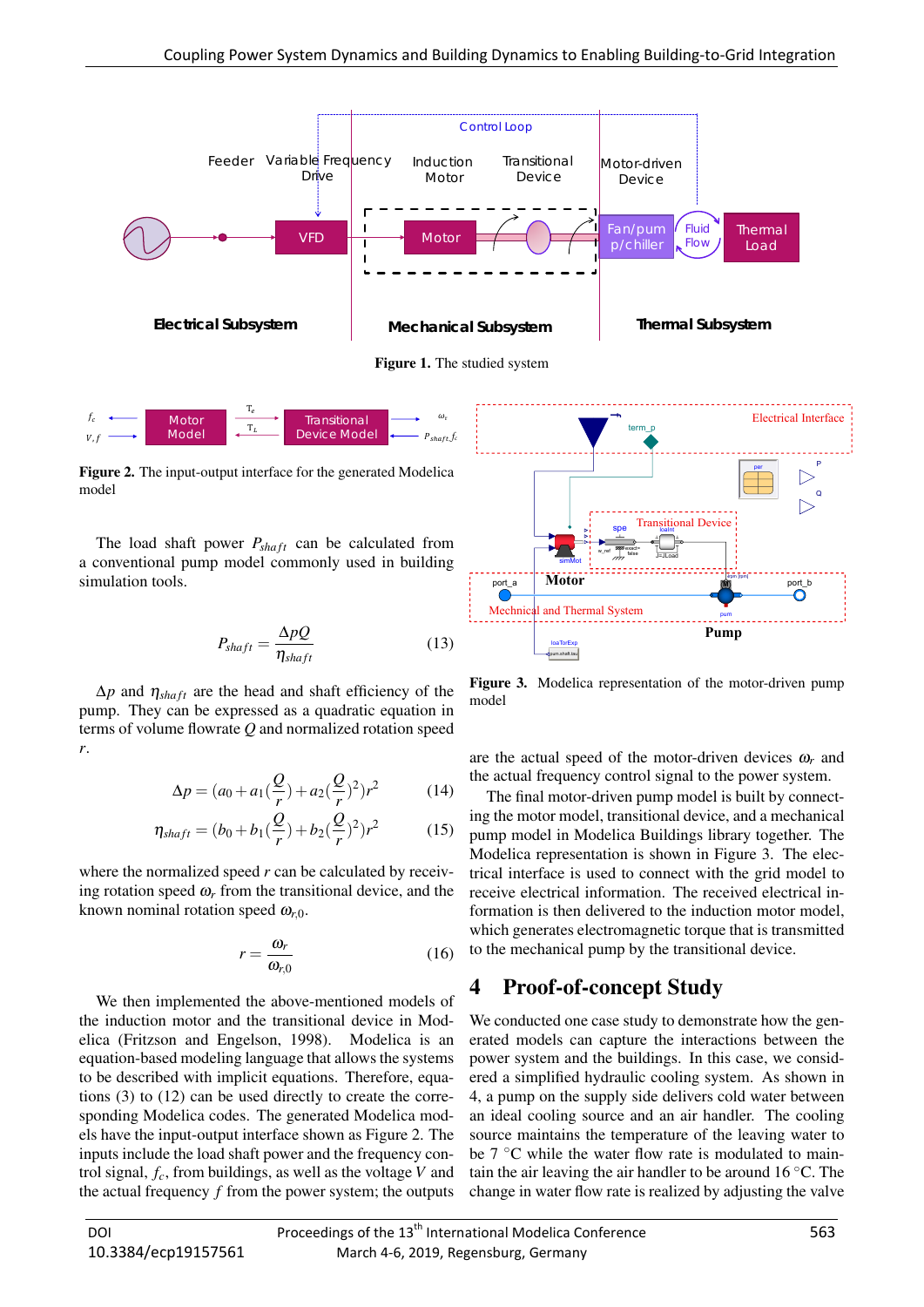**Figure 1.** The studied system

**Figure 2.** The input-output interface for the generated Modelica model

The load shaft power $P_{shaft}$ can be calculated from a conventional pump model commonly used in building simulation tools.

$$P_{shaft} = \frac{\Delta p Q}{\eta_{shaft}} \tag{13}$$

$\Delta p$ and $\eta_{shaft}$ are the head and shaft efficiency of the pump. They can be expressed as a quadratic equation in terms of volume flowrate $Q$ and normalized rotation speed $r$.

$$\Delta p = (a_0 + a_1(\frac{Q}{r}) + a_2(\frac{Q}{r})^2)r^2 \tag{14}$$

$$\eta_{shaft} = (b_0 + b_1(\frac{Q}{r}) + b_2(\frac{Q}{r})^2)r^2 \tag{15}$$

where the normalized speed $r$ can be calculated by receiving rotation speed $\omega_r$ from the transitional device, and the known nominal rotation speed $\omega_{r,0}$.

$$r = \frac{\omega_r}{\omega_{r,0}} \tag{16}$$

We then implemented the above-mentioned models of the induction motor and the transitional device in Modelica (Fritzson and Engelson, 1998). Modelica is an equation-based modeling language that allows the systems to be described with implicit equations. Therefore, equations (3) to (12) can be used directly to create the corresponding Modelica codes. The generated Modelica models have the input-output interface shown as Figure 2. The inputs include the load shaft power and the frequency control signal, $f_c$, from buildings, as well as the voltage $V$ and the actual frequency $f$ from the power system; the outputs are the actual speed of the motor-driven devices $\omega_r$ and the actual frequency control signal to the power system.

The final motor-driven pump model is built by connecting the motor model, transitional device, and a mechanical pump model in Modelica Buildings library together. The Modelica representation is shown in Figure 3. The electrical interface is used to connect with the grid model to receive electrical information. The received electrical information is then delivered to the induction motor model, which generates electromagnetic torque that is transmitted to the mechanical pump by the transitional device.

**Figure 3.** Modelica representation of the motor-driven pump model

## 4 Proof-of-concept Study

We conducted one case study to demonstrate how the generated models can capture the interactions between the power system and the buildings. In this case, we considered a simplified hydraulic cooling system. As shown in 4, a pump on the supply side delivers cold water between an ideal cooling source and an air handler. The cooling source maintains the temperature of the leaving water to be 7 °C while the water flow rate is modulated to maintain the air leaving the air handler to be around 16 °C. The change in water flow rate is realized by adjusting the valve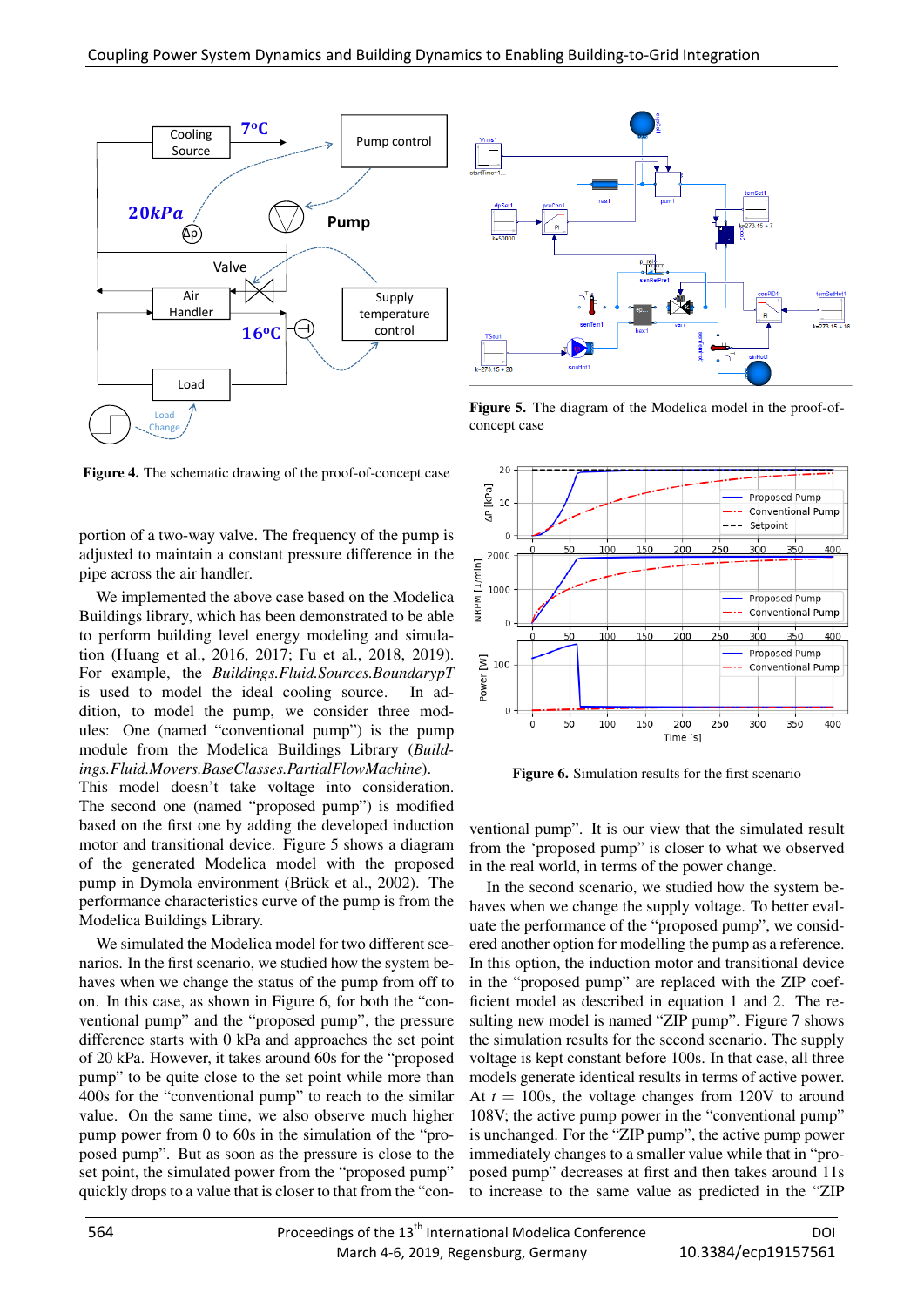Figure 4. The schematic drawing of the proof-of-concept case

Figure 5. The diagram of the Modelica model in the proof-of-concept case

Figure 6. Simulation results for the first scenario

portion of a two-way valve. The frequency of the pump is adjusted to maintain a constant pressure difference in the pipe across the air handler.

We implemented the above case based on the Modelica Buildings library, which has been demonstrated to be able to perform building level energy modeling and simulation (Huang et al., 2016, 2017; Fu et al., 2018, 2019). For example, the *Buildings.Fluid.Sources.BoundarypT* is used to model the ideal cooling source. In addition, to model the pump, we consider three modules: One (named "conventional pump") is the pump module from the Modelica Buildings Library (*Buildings.Fluid.Movers.BaseClasses.PartialFlowMachine*). This model doesn't take voltage into consideration. The second one (named "proposed pump") is modified based on the first one by adding the developed induction motor and transitional device. Figure 5 shows a diagram of the generated Modelica model with the proposed pump in Dymola environment (Brück et al., 2002). The performance characteristics curve of the pump is from the Modelica Buildings Library.

We simulated the Modelica model for two different scenarios. In the first scenario, we studied how the system behaves when we change the status of the pump from off to on. In this case, as shown in Figure 6, for both the "conventional pump" and the "proposed pump", the pressure difference starts with 0 kPa and approaches the set point of 20 kPa. However, it takes around 60s for the "proposed pump" to be quite close to the set point while more than 400s for the "conventional pump" to reach to the similar value. On the same time, we also observe much higher pump power from 0 to 60s in the simulation of the "proposed pump". But as soon as the pressure is close to the set point, the simulated power from the "proposed pump" quickly drops to a value that is closer to that from the "conventional pump". It is our view that the simulated result from the 'proposed pump" is closer to what we observed in the real world, in terms of the power change.

In the second scenario, we studied how the system behaves when we change the supply voltage. To better evaluate the performance of the "proposed pump", we considered another option for modelling the pump as a reference. In this option, the induction motor and transitional device in the "proposed pump" are replaced with the ZIP coefficient model as described in equation 1 and 2. The resulting new model is named "ZIP pump". Figure 7 shows the simulation results for the second scenario. The supply voltage is kept constant before 100s. In that case, all three models generate identical results in terms of active power. At $t$ = 100s, the voltage changes from 120V to around 108V; the active pump power in the "conventional pump" is unchanged. For the "ZIP pump", the active pump power immediately changes to a smaller value while that in "proposed pump" decreases at first and then takes around 11s to increase to the same value as predicted in the "ZIP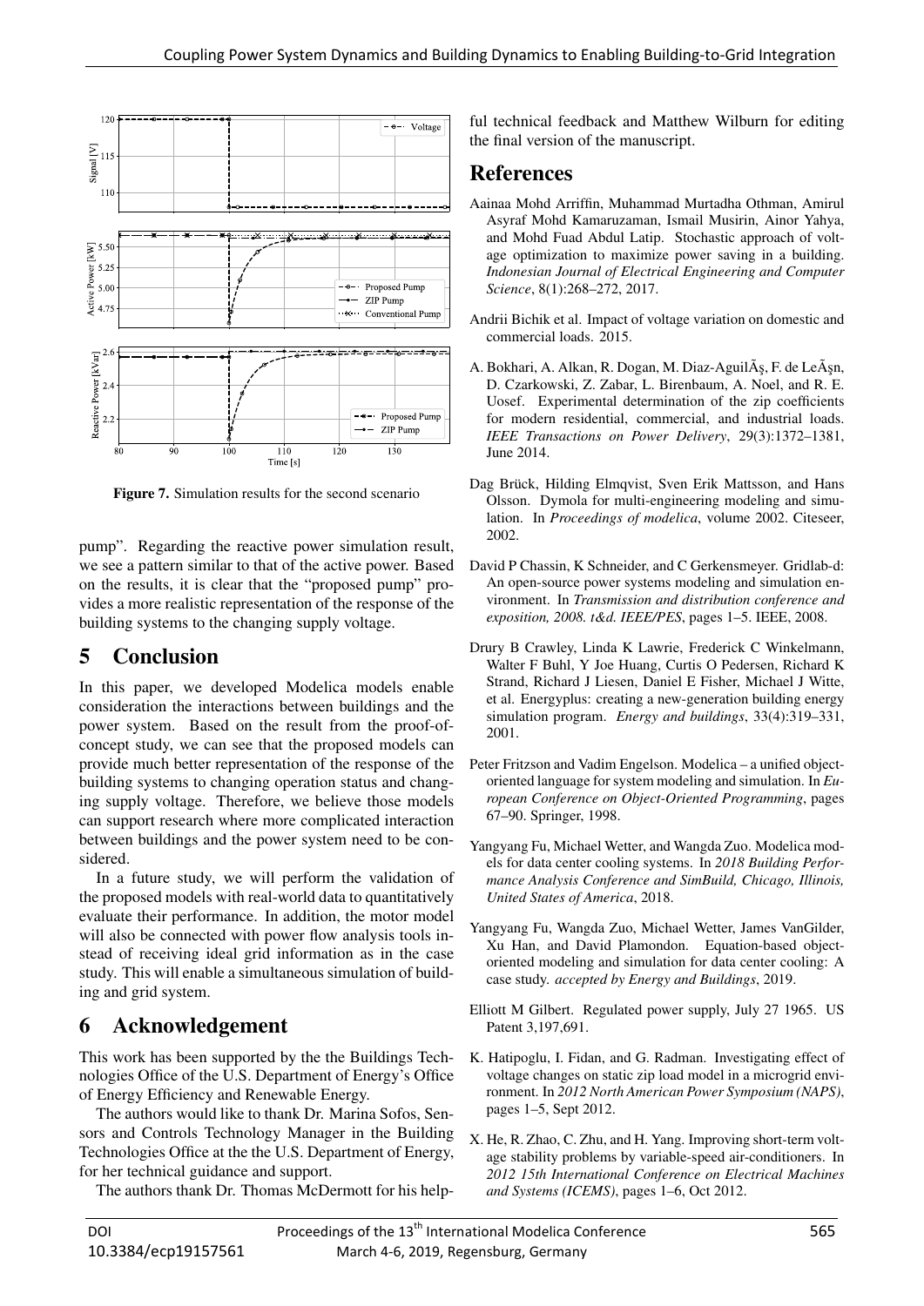Figure 7. Simulation results for the second scenario

pump". Regarding the reactive power simulation result, we see a pattern similar to that of the active power. Based on the results, it is clear that the "proposed pump" provides a more realistic representation of the response of the building systems to the changing supply voltage.

## 5 Conclusion

In this paper, we developed Modelica models enable consideration the interactions between buildings and the power system. Based on the result from the proof-of-concept study, we can see that the proposed models can provide much better representation of the response of the building systems to changing operation status and changing supply voltage. Therefore, we believe those models can support research where more complicated interaction between buildings and the power system need to be considered.

In a future study, we will perform the validation of the proposed models with real-world data to quantitatively evaluate their performance. In addition, the motor model will also be connected with power flow analysis tools instead of receiving ideal grid information as in the case study. This will enable a simultaneous simulation of building and grid system.

## 6 Acknowledgement

This work has been supported by the the Buildings Technologies Office of the U.S. Department of Energy's Office of Energy Efficiency and Renewable Energy.

The authors would like to thank Dr. Marina Sofos, Sensors and Controls Technology Manager in the Building Technologies Office at the the U.S. Department of Energy, for her technical guidance and support.

The authors thank Dr. Thomas McDermott for his helpful technical feedback and Matthew Wilburn for editing the final version of the manuscript.

## References

Aainaa Mohd Arriffin, Muhammad Murtadha Othman, Amirul Asyraf Mohd Kamaruzaman, Ismail Musirin, Ainor Yahya, and Mohd Fuad Abdul Latip. Stochastic approach of voltage optimization to maximize power saving in a building. *Indonesian Journal of Electrical Engineering and Computer Science*, 8(1):268–272, 2017.

Andrii Bichik et al. Impact of voltage variation on domestic and commercial loads. 2015.

A. Bokhari, A. Alkan, R. Dogan, M. Diaz-AguilÃş, F. de LeÃşn, D. Czarkowski, Z. Zabar, L. Birenbaum, A. Noel, and R. E. Uosef. Experimental determination of the zip coefficients for modern residential, commercial, and industrial loads. *IEEE Transactions on Power Delivery*, 29(3):1372–1381, June 2014.

Dag Brück, Hilding Elmqvist, Sven Erik Mattsson, and Hans Olsson. Dymola for multi-engineering modeling and simulation. In *Proceedings of modelica*, volume 2002. Citeseer, 2002.

David P Chassin, K Schneider, and C Gerkensmeyer. Gridlab-d: An open-source power systems modeling and simulation environment. In *Transmission and distribution conference and exposition, 2008. t&d. IEEE/PES*, pages 1–5. IEEE, 2008.

Drury B Crawley, Linda K Lawrie, Frederick C Winkelmann, Walter F Buhl, Y Joe Huang, Curtis O Pedersen, Richard K Strand, Richard J Liesen, Daniel E Fisher, Michael J Witte, et al. Energyplus: creating a new-generation building energy simulation program. *Energy and buildings*, 33(4):319–331, 2001.

Peter Fritzson and Vadim Engelson. Modelica – a unified object-oriented language for system modeling and simulation. In *European Conference on Object-Oriented Programming*, pages 67–90. Springer, 1998.

Yangyang Fu, Michael Wetter, and Wangda Zuo. Modelica models for data center cooling systems. In *2018 Building Performance Analysis Conference and SimBuild, Chicago, Illinois, United States of America*, 2018.

Yangyang Fu, Wangda Zuo, Michael Wetter, James VanGilder, Xu Han, and David Plamondon. Equation-based object-oriented modeling and simulation for data center cooling: A case study. *accepted by Energy and Buildings*, 2019.

Elliott M Gilbert. Regulated power supply, July 27 1965. US Patent 3,197,691.

K. Hatipoglu, I. Fidan, and G. Radman. Investigating effect of voltage changes on static zip load model in a microgrid environment. In *2012 North American Power Symposium (NAPS)*, pages 1–5, Sept 2012.

X. He, R. Zhao, C. Zhu, and H. Yang. Improving short-term voltage stability problems by variable-speed air-conditioners. In *2012 15th International Conference on Electrical Machines and Systems (ICEMS)*, pages 1–6, Oct 2012.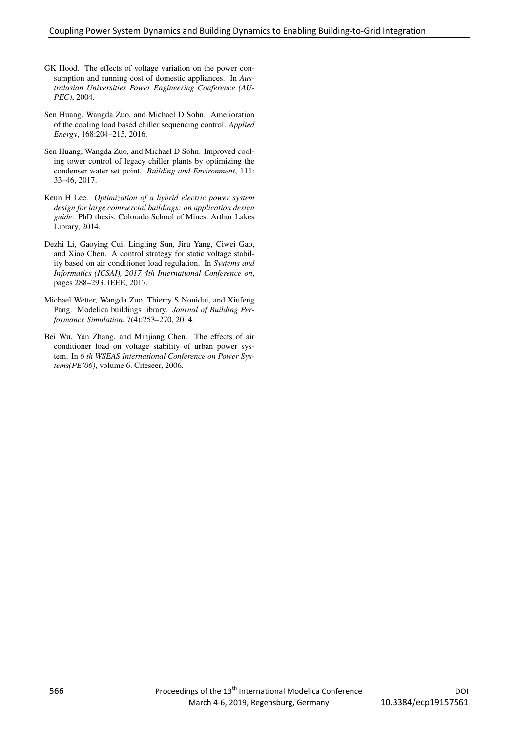GK Hood. The effects of voltage variation on the power consumption and running cost of domestic appliances. In *Australasian Universities Power Engineering Conference (AUPEC)*, 2004.

Sen Huang, Wangda Zuo, and Michael D Sohn. Amelioration of the cooling load based chiller sequencing control. *Applied Energy*, 168:204–215, 2016.

Sen Huang, Wangda Zuo, and Michael D Sohn. Improved cooling tower control of legacy chiller plants by optimizing the condenser water set point. *Building and Environment*, 111: 33–46, 2017.

Keun H Lee. *Optimization of a hybrid electric power system design for large commercial buildings: an application design guide*. PhD thesis, Colorado School of Mines. Arthur Lakes Library, 2014.

Dezhi Li, Gaoying Cui, Lingling Sun, Jiru Yang, Ciwei Gao, and Xiao Chen. A control strategy for static voltage stability based on air conditioner load regulation. In *Systems and Informatics (ICSAI), 2017 4th International Conference on*, pages 288–293. IEEE, 2017.

Michael Wetter, Wangda Zuo, Thierry S Nouidui, and Xiufeng Pang. Modelica buildings library. *Journal of Building Performance Simulation*, 7(4):253–270, 2014.

Bei Wu, Yan Zhang, and Minjiang Chen. The effects of air conditioner load on voltage stability of urban power system. In *6 th WSEAS International Conference on Power Systems(PE'06)*, volume 6. Citeseer, 2006.